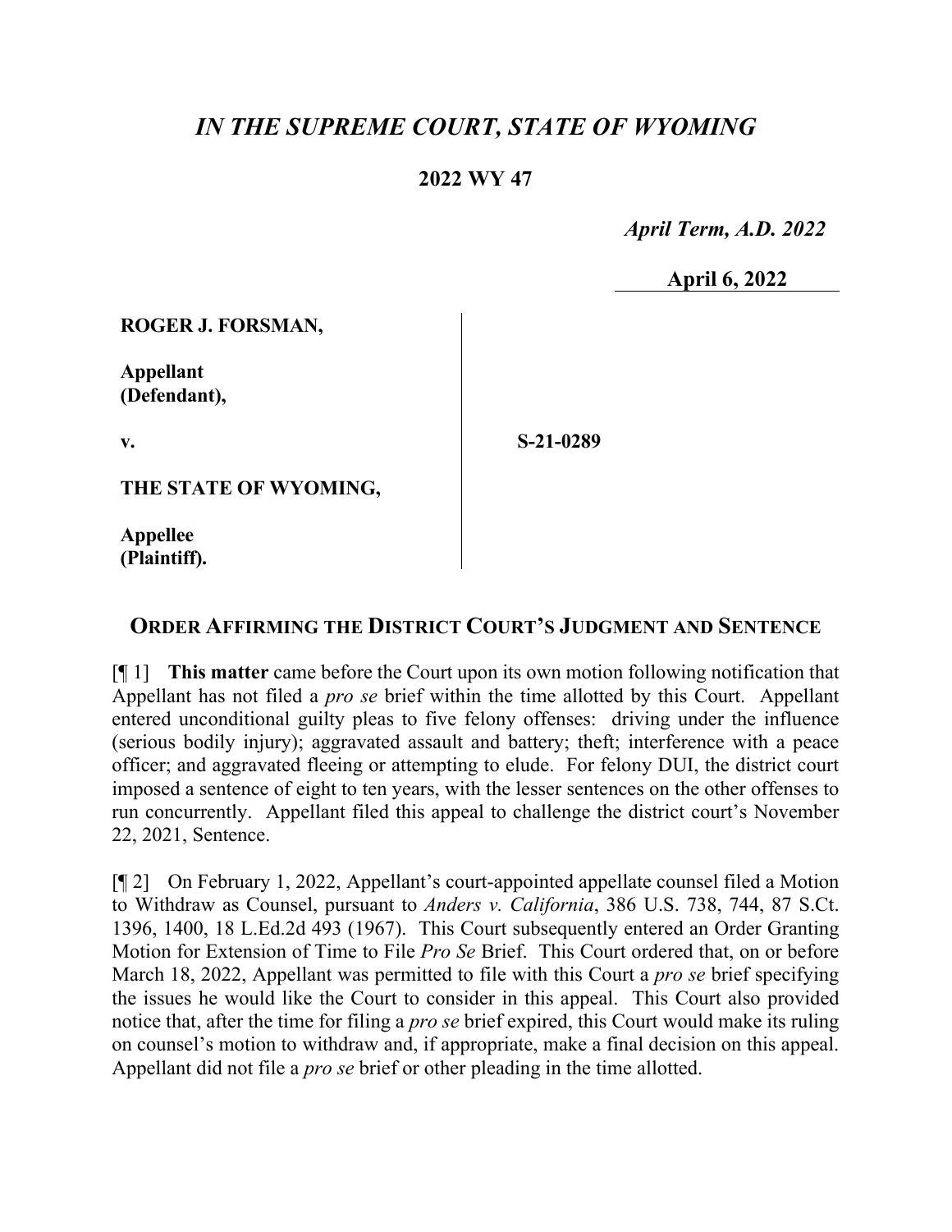# *IN THE SUPREME COURT, STATE OF WYOMING*

## 2022 WY 47

*April Term, A.D. 2022*

**April 6, 2022**

**ROGER J. FORSMAN,**

**Appellant (Defendant),**

**v.**

**S-21-0289**

**THE STATE OF WYOMING,**

**Appellee (Plaintiff).**

## ORDER AFFIRMING THE DISTRICT COURT'S JUDGMENT AND SENTENCE

[¶ 1] **This matter** came before the Court upon its own motion following notification that Appellant has not filed a *pro se* brief within the time allotted by this Court. Appellant entered unconditional guilty pleas to five felony offenses: driving under the influence (serious bodily injury); aggravated assault and battery; theft; interference with a peace officer; and aggravated fleeing or attempting to elude. For felony DUI, the district court imposed a sentence of eight to ten years, with the lesser sentences on the other offenses to run concurrently. Appellant filed this appeal to challenge the district court's November 22, 2021, Sentence.

[¶ 2] On February 1, 2022, Appellant's court-appointed appellate counsel filed a Motion to Withdraw as Counsel, pursuant to *Anders v. California*, 386 U.S. 738, 744, 87 S.Ct. 1396, 1400, 18 L.Ed.2d 493 (1967). This Court subsequently entered an Order Granting Motion for Extension of Time to File *Pro Se* Brief. This Court ordered that, on or before March 18, 2022, Appellant was permitted to file with this Court a *pro se* brief specifying the issues he would like the Court to consider in this appeal. This Court also provided notice that, after the time for filing a *pro se* brief expired, this Court would make its ruling on counsel's motion to withdraw and, if appropriate, make a final decision on this appeal. Appellant did not file a *pro se* brief or other pleading in the time allotted.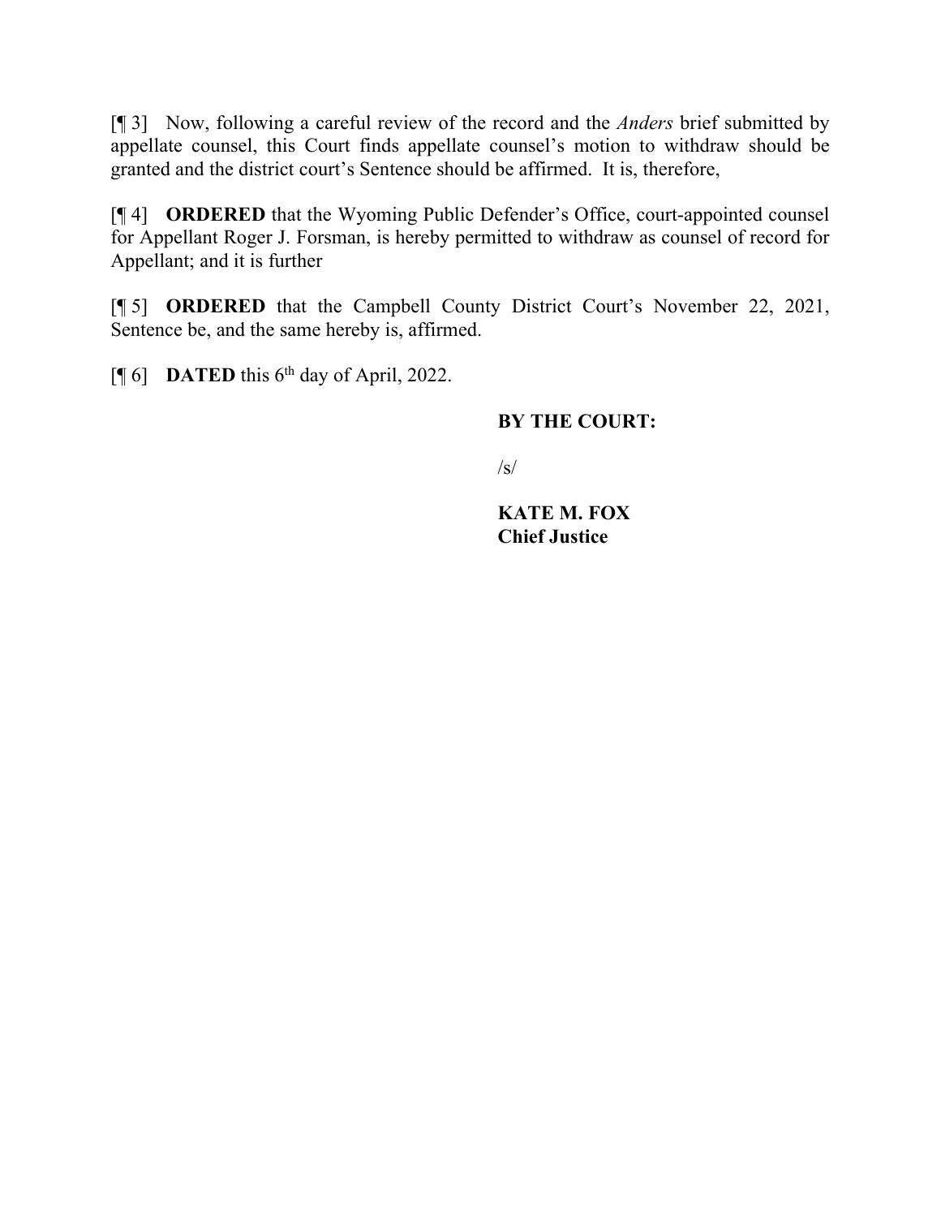[¶ 3] Now, following a careful review of the record and the *Anders* brief submitted by appellate counsel, this Court finds appellate counsel's motion to withdraw should be granted and the district court's Sentence should be affirmed. It is, therefore,

[¶ 4] **ORDERED** that the Wyoming Public Defender's Office, court-appointed counsel for Appellant Roger J. Forsman, is hereby permitted to withdraw as counsel of record for Appellant; and it is further

[¶ 5] **ORDERED** that the Campbell County District Court's November 22, 2021, Sentence be, and the same hereby is, affirmed.

[¶ 6] **DATED** this 6th day of April, 2022.

**BY THE COURT:**

/s/

**KATE M. FOX**
**Chief Justice**